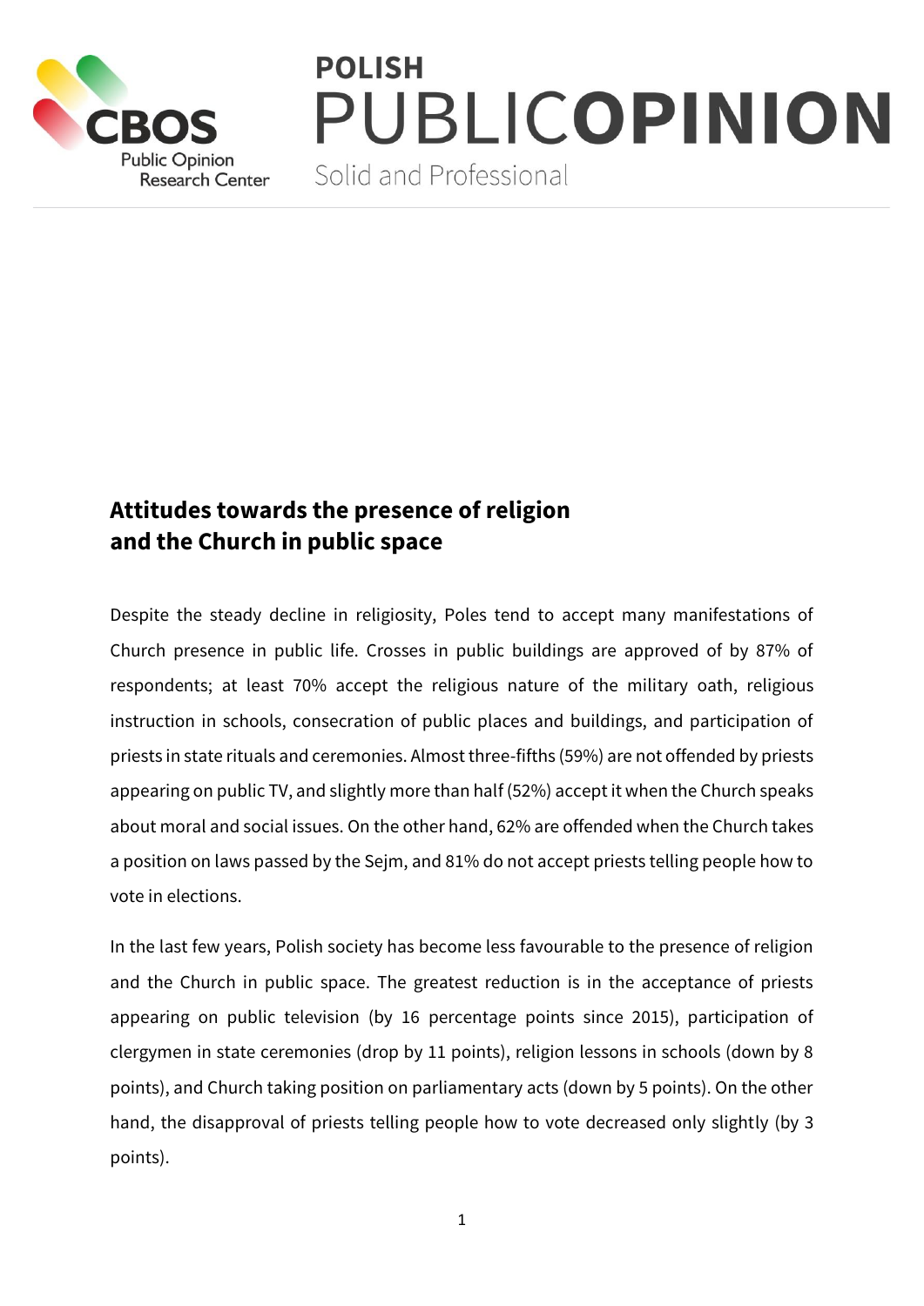# Attitudes towards the presence of religion and the Church in public space

Despite the steady decline in religiosity, Poles tend to accept many manifestations of Church presence in public life. Crosses in public buildings are approved of by 87% of respondents; at least 70% accept the religious nature of the military oath, religious instruction in schools, consecration of public places and buildings, and participation of priests in state rituals and ceremonies. Almost three-fifths (59%) are not offended by priests appearing on public TV, and slightly more than half (52%) accept it when the Church speaks about moral and social issues. On the other hand, 62% are offended when the Church takes a position on laws passed by the Sejm, and 81% do not accept priests telling people how to vote in elections.

In the last few years, Polish society has become less favourable to the presence of religion and the Church in public space. The greatest reduction is in the acceptance of priests appearing on public television (by 16 percentage points since 2015), participation of clergymen in state ceremonies (drop by 11 points), religion lessons in schools (down by 8 points), and Church taking position on parliamentary acts (down by 5 points). On the other hand, the disapproval of priests telling people how to vote decreased only slightly (by 3 points).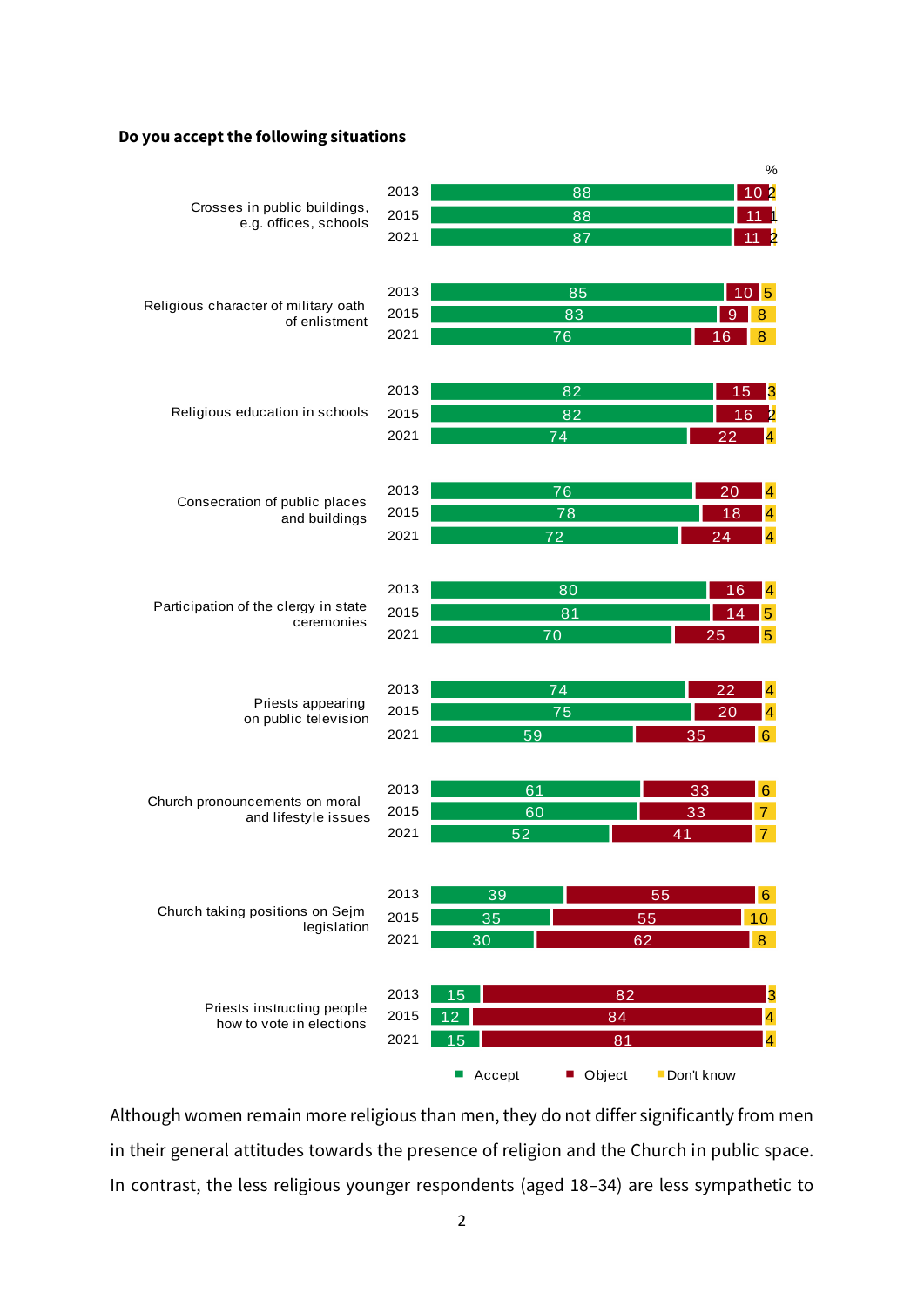**Do you accept the following situations**

%

| Situation | Year | Accept | Object | Don't know |
|---|---|---|---|---|
| Crosses in public buildings, e.g. offices, schools | 2013 | 88 | 10 | 2 |
| | 2015 | 88 | 11 | 1 |
| | 2021 | 87 | 11 | 2 |
| Religious character of military oath of enlistment | 2013 | 85 | 10 | 5 |
| | 2015 | 83 | 9 | 8 |
| | 2021 | 76 | 16 | 8 |
| Religious education in schools | 2013 | 82 | 15 | 3 |
| | 2015 | 82 | 16 | 2 |
| | 2021 | 74 | 22 | 4 |
| Consecration of public places and buildings | 2013 | 76 | 20 | 4 |
| | 2015 | 78 | 18 | 4 |
| | 2021 | 72 | 24 | 4 |
| Participation of the clergy in state ceremonies | 2013 | 80 | 16 | 4 |
| | 2015 | 81 | 14 | 5 |
| | 2021 | 70 | 25 | 5 |
| Priests appearing on public television | 2013 | 74 | 22 | 4 |
| | 2015 | 75 | 20 | 4 |
| | 2021 | 59 | 35 | 6 |
| Church pronouncements on moral and lifestyle issues | 2013 | 61 | 33 | 6 |
| | 2015 | 60 | 33 | 7 |
| | 2021 | 52 | 41 | 7 |
| Church taking positions on Sejm legislation | 2013 | 39 | 55 | 6 |
| | 2015 | 35 | 55 | 10 |
| | 2021 | 30 | 62 | 8 |
| Priests instructing people how to vote in elections | 2013 | 15 | 82 | 3 |
| | 2015 | 12 | 84 | 4 |
| | 2021 | 15 | 81 | 4 |

Although women remain more religious than men, they do not differ significantly from men in their general attitudes towards the presence of religion and the Church in public space. In contrast, the less religious younger respondents (aged 18–34) are less sympathetic to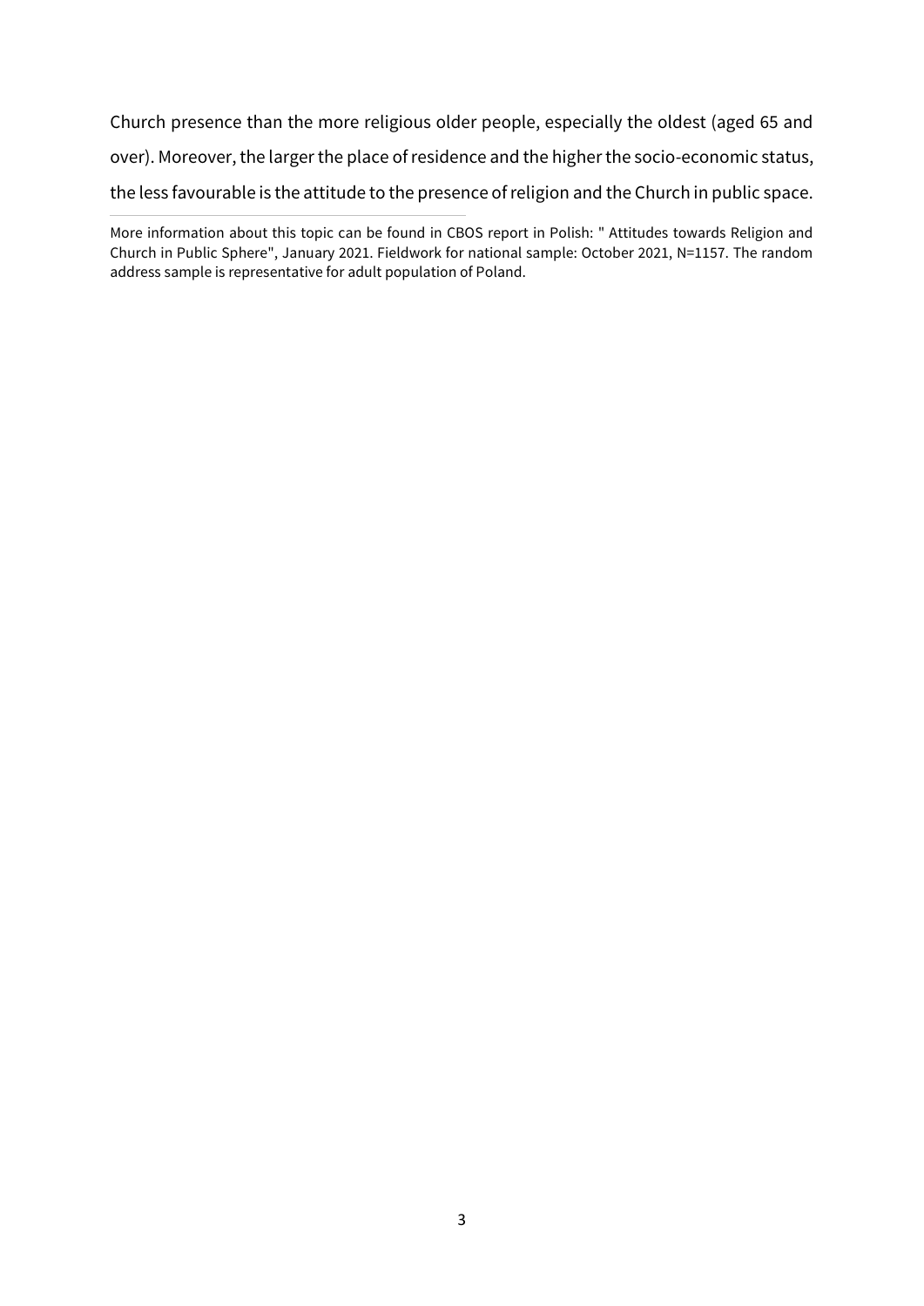Church presence than the more religious older people, especially the oldest (aged 65 and over). Moreover, the larger the place of residence and the higher the socio-economic status, the less favourable is the attitude to the presence of religion and the Church in public space.

---

More information about this topic can be found in CBOS report in Polish: " Attitudes towards Religion and Church in Public Sphere", January 2021. Fieldwork for national sample: October 2021, N=1157. The random address sample is representative for adult population of Poland.